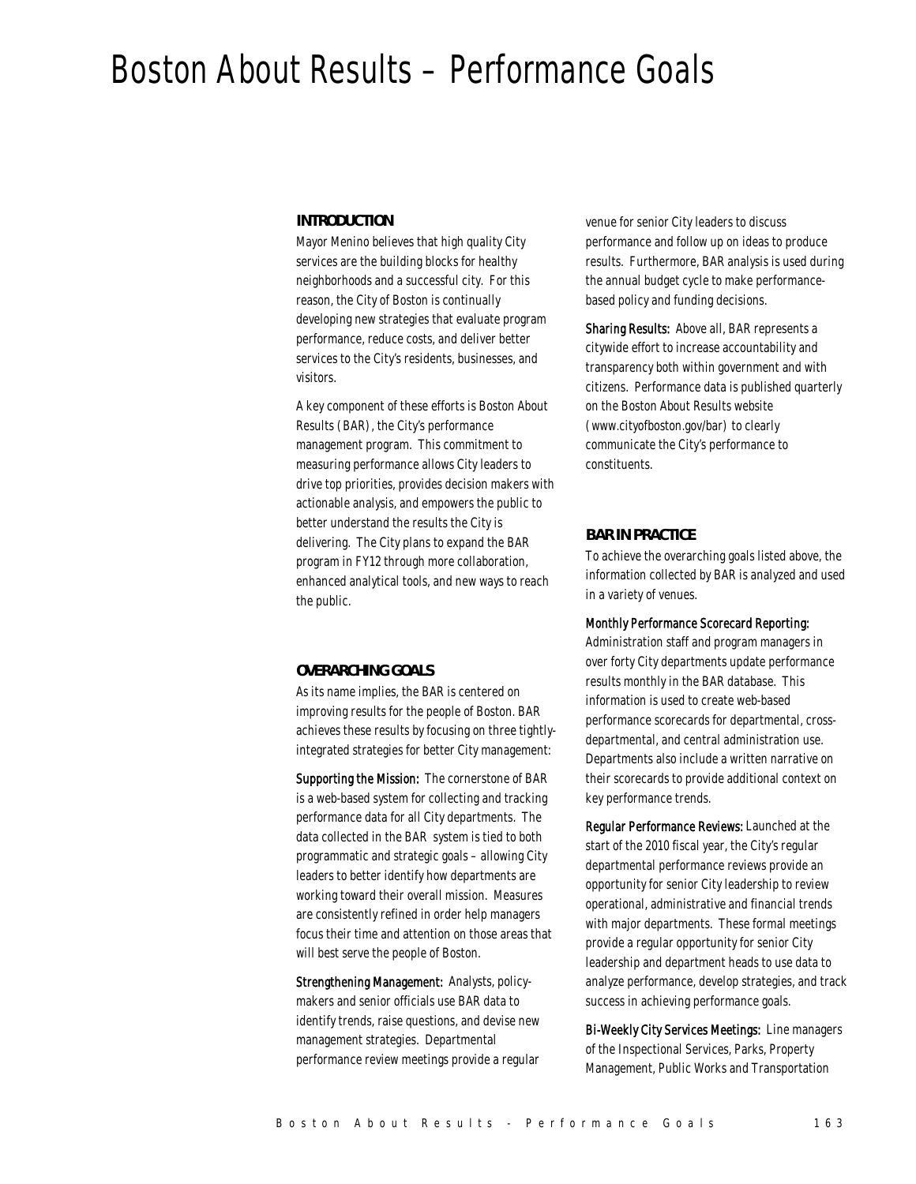# Boston About Results – Performance Goals

## INTRODUCTION

Mayor Menino believes that high quality City services are the building blocks for healthy neighborhoods and a successful city. For this reason, the City of Boston is continually developing new strategies that evaluate program performance, reduce costs, and deliver better services to the City's residents, businesses, and visitors.

A key component of these efforts is Boston About Results (BAR), the City's performance management program. This commitment to measuring performance allows City leaders to drive top priorities, provides decision makers with actionable analysis, and empowers the public to better understand the results the City is delivering. The City plans to expand the BAR program in FY12 through more collaboration, enhanced analytical tools, and new ways to reach the public.

## OVERARCHING GOALS

As its name implies, the BAR is centered on improving results for the people of Boston. BAR achieves these results by focusing on three tightly-integrated strategies for better City management:

**Supporting the Mission:** The cornerstone of BAR is a web-based system for collecting and tracking performance data for all City departments. The data collected in the BAR system is tied to both programmatic and strategic goals – allowing City leaders to better identify how departments are working toward their overall mission. Measures are consistently refined in order help managers focus their time and attention on those areas that will best serve the people of Boston.

**Strengthening Management:** Analysts, policy-makers and senior officials use BAR data to identify trends, raise questions, and devise new management strategies. Departmental performance review meetings provide a regular venue for senior City leaders to discuss performance and follow up on ideas to produce results. Furthermore, BAR analysis is used during the annual budget cycle to make performance-based policy and funding decisions.

**Sharing Results:** Above all, BAR represents a citywide effort to increase accountability and transparency both within government and with citizens. Performance data is published quarterly on the Boston About Results website (www.cityofboston.gov/bar) to clearly communicate the City's performance to constituents.

## BAR IN PRACTICE

To achieve the overarching goals listed above, the information collected by BAR is analyzed and used in a variety of venues.

**Monthly Performance Scorecard Reporting:** Administration staff and program managers in over forty City departments update performance results monthly in the BAR database. This information is used to create web-based performance scorecards for departmental, cross-departmental, and central administration use. Departments also include a written narrative on their scorecards to provide additional context on key performance trends.

**Regular Performance Reviews:** Launched at the start of the 2010 fiscal year, the City's regular departmental performance reviews provide an opportunity for senior City leadership to review operational, administrative and financial trends with major departments. These formal meetings provide a regular opportunity for senior City leadership and department heads to use data to analyze performance, develop strategies, and track success in achieving performance goals.

**Bi-Weekly City Services Meetings:** Line managers of the Inspectional Services, Parks, Property Management, Public Works and Transportation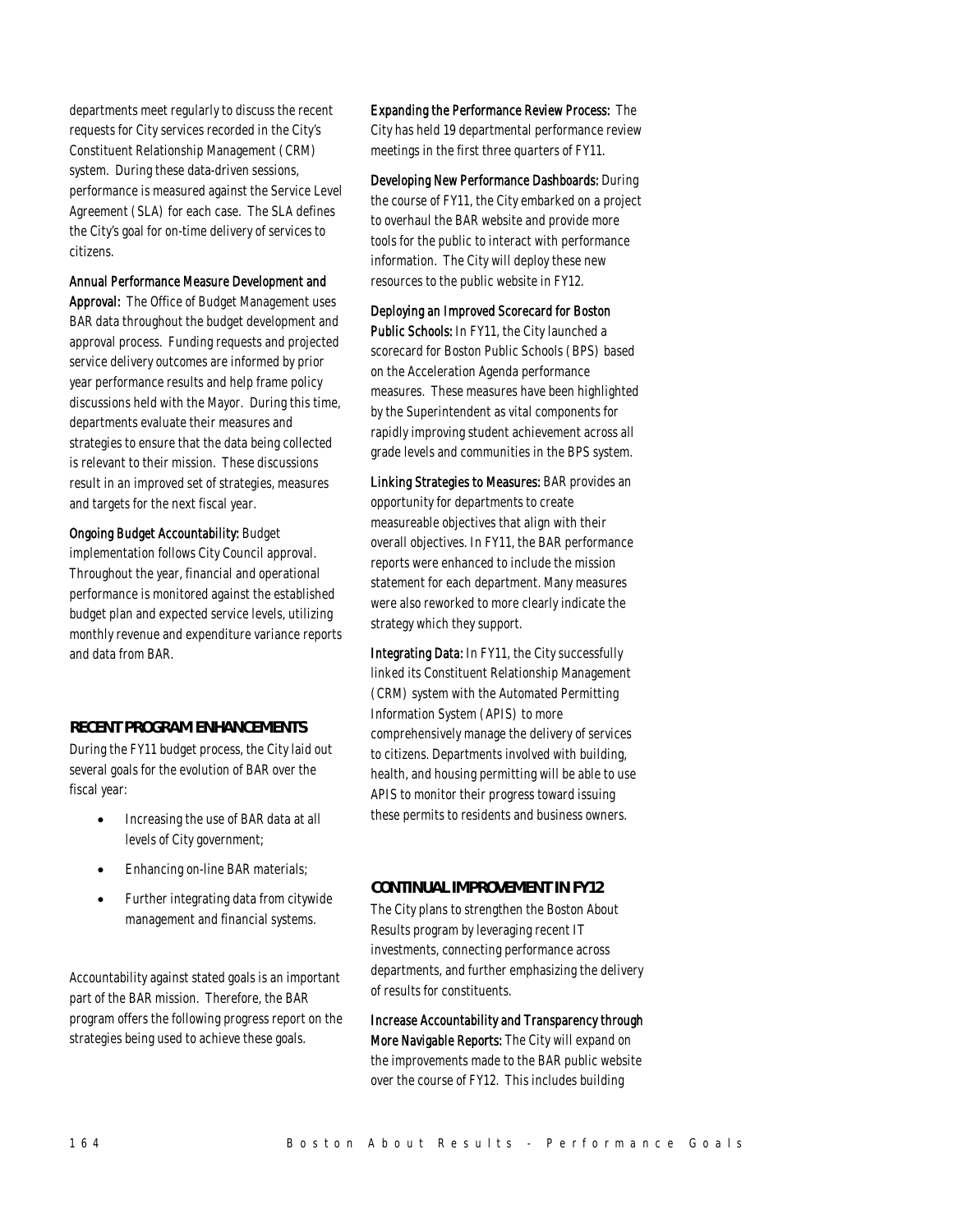departments meet regularly to discuss the recent requests for City services recorded in the City's Constituent Relationship Management (CRM) system. During these data-driven sessions, performance is measured against the Service Level Agreement (SLA) for each case. The SLA defines the City's goal for on-time delivery of services to citizens.

**Annual Performance Measure Development and Approval:** The Office of Budget Management uses BAR data throughout the budget development and approval process. Funding requests and projected service delivery outcomes are informed by prior year performance results and help frame policy discussions held with the Mayor. During this time, departments evaluate their measures and strategies to ensure that the data being collected is relevant to their mission. These discussions result in an improved set of strategies, measures and targets for the next fiscal year.

**Ongoing Budget Accountability:** Budget implementation follows City Council approval. Throughout the year, financial and operational performance is monitored against the established budget plan and expected service levels, utilizing monthly revenue and expenditure variance reports and data from BAR.

## RECENT PROGRAM ENHANCEMENTS

During the FY11 budget process, the City laid out several goals for the evolution of BAR over the fiscal year:

- Increasing the use of BAR data at all levels of City government;
- Enhancing on-line BAR materials;
- Further integrating data from citywide management and financial systems.

Accountability against stated goals is an important part of the BAR mission. Therefore, the BAR program offers the following progress report on the strategies being used to achieve these goals.

**Expanding the Performance Review Process:** The City has held 19 departmental performance review meetings in the first three quarters of FY11.

**Developing New Performance Dashboards:** During the course of FY11, the City embarked on a project to overhaul the BAR website and provide more tools for the public to interact with performance information. The City will deploy these new resources to the public website in FY12.

**Deploying an Improved Scorecard for Boston Public Schools:** In FY11, the City launched a scorecard for Boston Public Schools (BPS) based on the Acceleration Agenda performance measures. These measures have been highlighted by the Superintendent as vital components for rapidly improving student achievement across all grade levels and communities in the BPS system.

**Linking Strategies to Measures:** BAR provides an opportunity for departments to create measureable objectives that align with their overall objectives. In FY11, the BAR performance reports were enhanced to include the mission statement for each department. Many measures were also reworked to more clearly indicate the strategy which they support.

**Integrating Data:** In FY11, the City successfully linked its Constituent Relationship Management (CRM) system with the Automated Permitting Information System (APIS) to more comprehensively manage the delivery of services to citizens. Departments involved with building, health, and housing permitting will be able to use APIS to monitor their progress toward issuing these permits to residents and business owners.

## CONTINUAL IMPROVEMENT IN FY12

The City plans to strengthen the Boston About Results program by leveraging recent IT investments, connecting performance across departments, and further emphasizing the delivery of results for constituents.

**Increase Accountability and Transparency through More Navigable Reports:** The City will expand on the improvements made to the BAR public website over the course of FY12. This includes building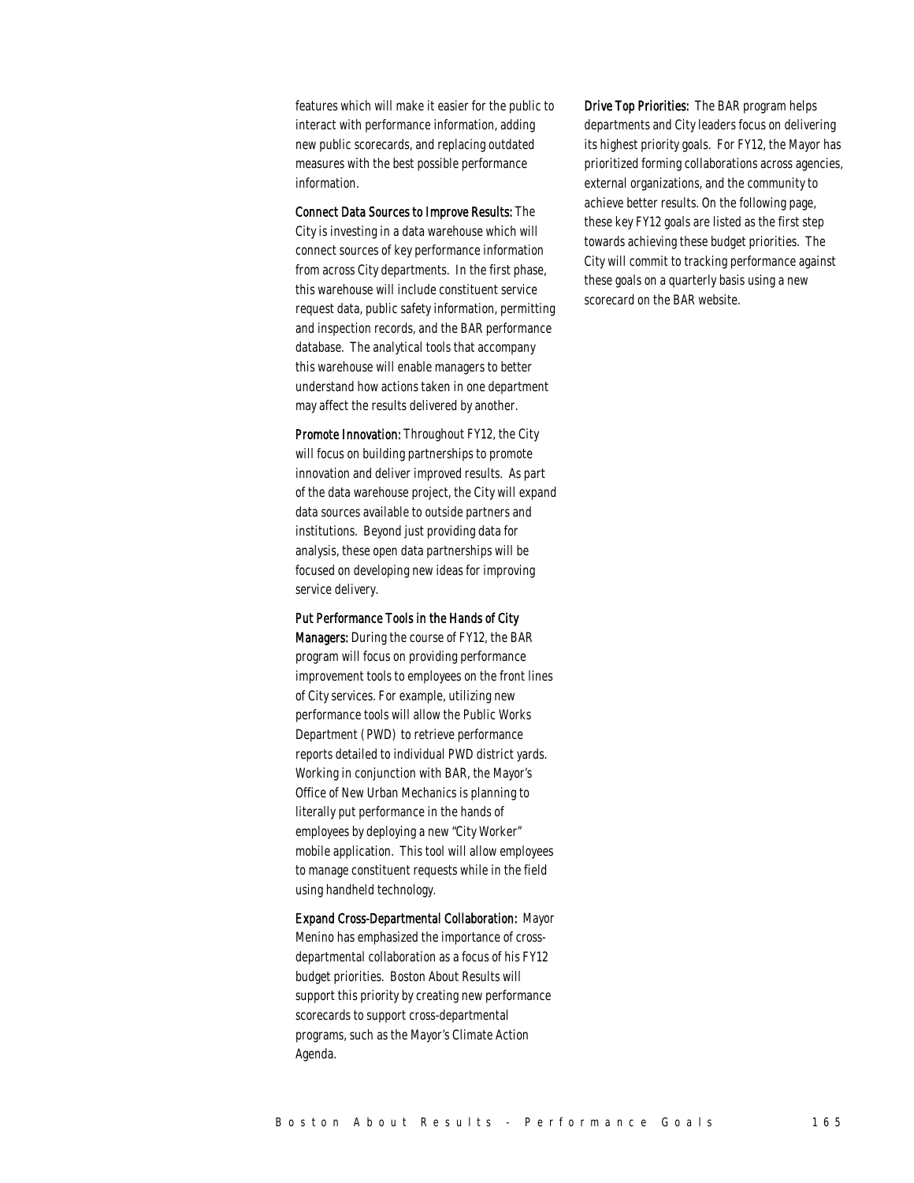features which will make it easier for the public to interact with performance information, adding new public scorecards, and replacing outdated measures with the best possible performance information.

**Connect Data Sources to Improve Results:** The City is investing in a data warehouse which will connect sources of key performance information from across City departments. In the first phase, this warehouse will include constituent service request data, public safety information, permitting and inspection records, and the BAR performance database. The analytical tools that accompany this warehouse will enable managers to better understand how actions taken in one department may affect the results delivered by another.

**Promote Innovation:** Throughout FY12, the City will focus on building partnerships to promote innovation and deliver improved results. As part of the data warehouse project, the City will expand data sources available to outside partners and institutions. Beyond just providing data for analysis, these open data partnerships will be focused on developing new ideas for improving service delivery.

**Put Performance Tools in the Hands of City Managers:** During the course of FY12, the BAR program will focus on providing performance improvement tools to employees on the front lines of City services. For example, utilizing new performance tools will allow the Public Works Department (PWD) to retrieve performance reports detailed to individual PWD district yards. Working in conjunction with BAR, the Mayor's Office of New Urban Mechanics is planning to literally put performance in the hands of employees by deploying a new "City Worker" mobile application. This tool will allow employees to manage constituent requests while in the field using handheld technology.

**Expand Cross-Departmental Collaboration:** Mayor Menino has emphasized the importance of cross-departmental collaboration as a focus of his FY12 budget priorities. Boston About Results will support this priority by creating new performance scorecards to support cross-departmental programs, such as the Mayor's Climate Action Agenda.

**Drive Top Priorities:** The BAR program helps departments and City leaders focus on delivering its highest priority goals. For FY12, the Mayor has prioritized forming collaborations across agencies, external organizations, and the community to achieve better results. On the following page, these key FY12 goals are listed as the first step towards achieving these budget priorities. The City will commit to tracking performance against these goals on a quarterly basis using a new scorecard on the BAR website.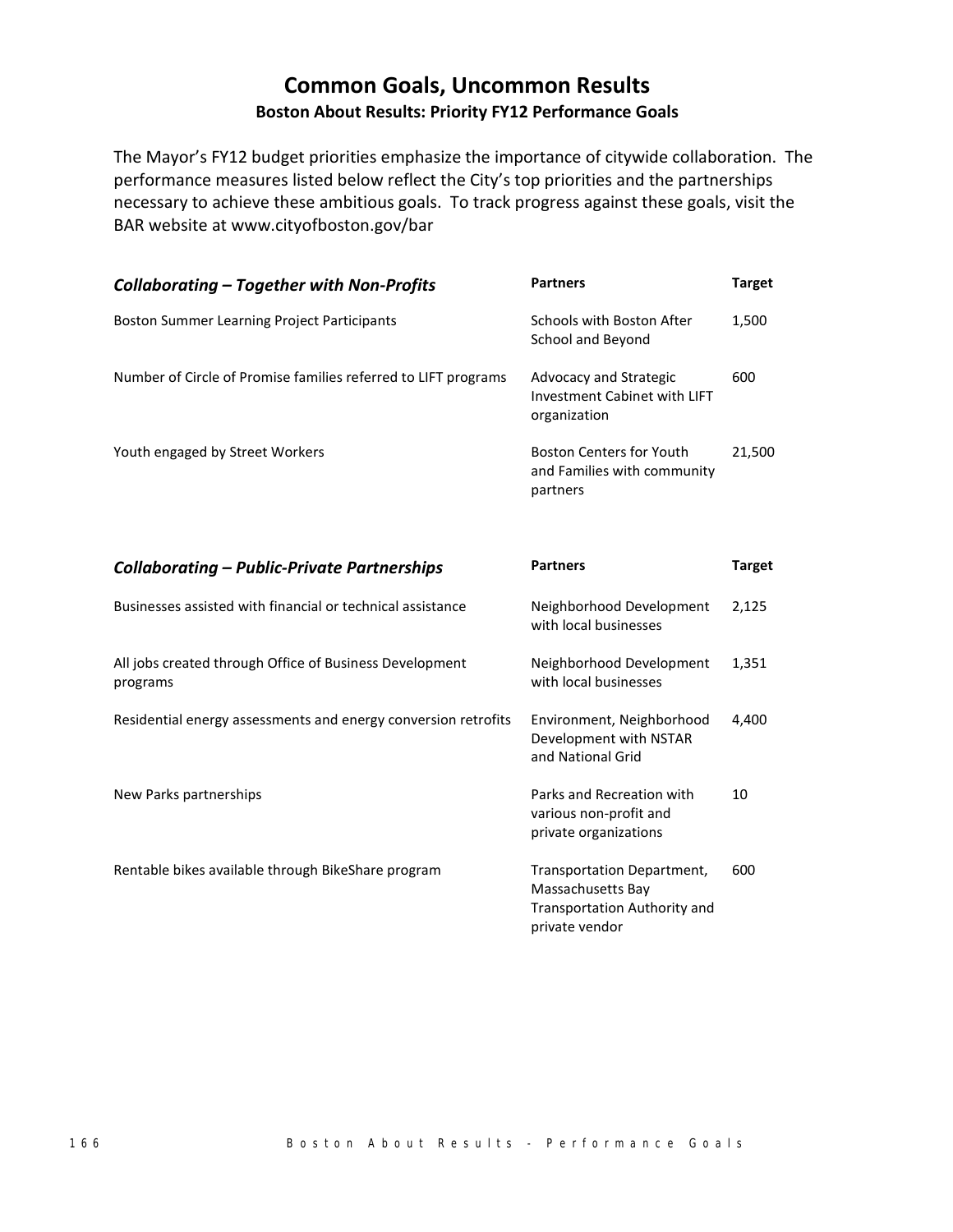# Common Goals, Uncommon Results

## Boston About Results: Priority FY12 Performance Goals

The Mayor's FY12 budget priorities emphasize the importance of citywide collaboration. The performance measures listed below reflect the City's top priorities and the partnerships necessary to achieve these ambitious goals. To track progress against these goals, visit the BAR website at www.cityofboston.gov/bar

| *Collaborating – Together with Non-Profits* | Partners | Target |
|---|---|---|
| Boston Summer Learning Project Participants | Schools with Boston After School and Beyond | 1,500 |
| Number of Circle of Promise families referred to LIFT programs | Advocacy and Strategic Investment Cabinet with LIFT organization | 600 |
| Youth engaged by Street Workers | Boston Centers for Youth and Families with community partners | 21,500 |

| *Collaborating – Public-Private Partnerships* | Partners | Target |
|---|---|---|
| Businesses assisted with financial or technical assistance | Neighborhood Development with local businesses | 2,125 |
| All jobs created through Office of Business Development programs | Neighborhood Development with local businesses | 1,351 |
| Residential energy assessments and energy conversion retrofits | Environment, Neighborhood Development with NSTAR and National Grid | 4,400 |
| New Parks partnerships | Parks and Recreation with various non-profit and private organizations | 10 |
| Rentable bikes available through BikeShare program | Transportation Department, Massachusetts Bay Transportation Authority and private vendor | 600 |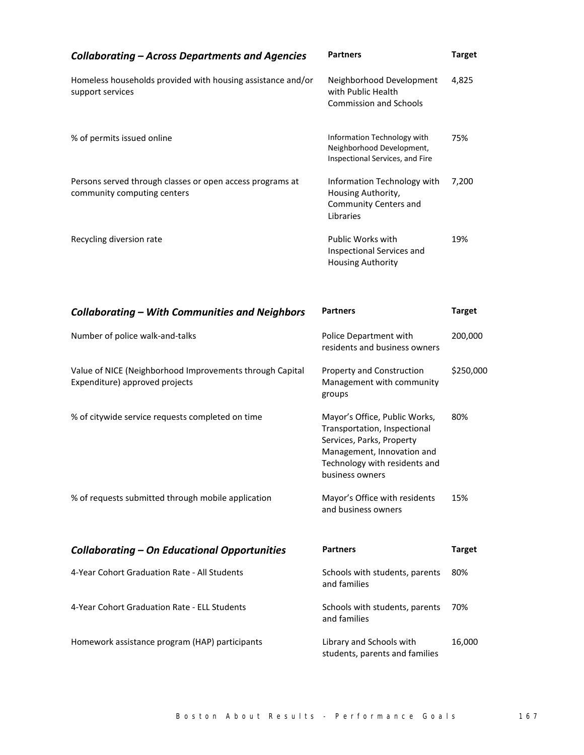| *Collaborating – Across Departments and Agencies* | Partners | Target |
| --- | --- | --- |
| Homeless households provided with housing assistance and/or support services | Neighborhood Development with Public Health Commission and Schools | 4,825 |
| % of permits issued online | Information Technology with Neighborhood Development, Inspectional Services, and Fire | 75% |
| Persons served through classes or open access programs at community computing centers | Information Technology with Housing Authority, Community Centers and Libraries | 7,200 |
| Recycling diversion rate | Public Works with Inspectional Services and Housing Authority | 19% |

| *Collaborating – With Communities and Neighbors* | Partners | Target |
| --- | --- | --- |
| Number of police walk-and-talks | Police Department with residents and business owners | 200,000 |
| Value of NICE (Neighborhood Improvements through Capital Expenditure) approved projects | Property and Construction Management with community groups | $250,000 |
| % of citywide service requests completed on time | Mayor's Office, Public Works, Transportation, Inspectional Services, Parks, Property Management, Innovation and Technology with residents and business owners | 80% |
| % of requests submitted through mobile application | Mayor's Office with residents and business owners | 15% |

| *Collaborating – On Educational Opportunities* | Partners | Target |
| --- | --- | --- |
| 4-Year Cohort Graduation Rate - All Students | Schools with students, parents and families | 80% |
| 4-Year Cohort Graduation Rate - ELL Students | Schools with students, parents and families | 70% |
| Homework assistance program (HAP) participants | Library and Schools with students, parents and families | 16,000 |